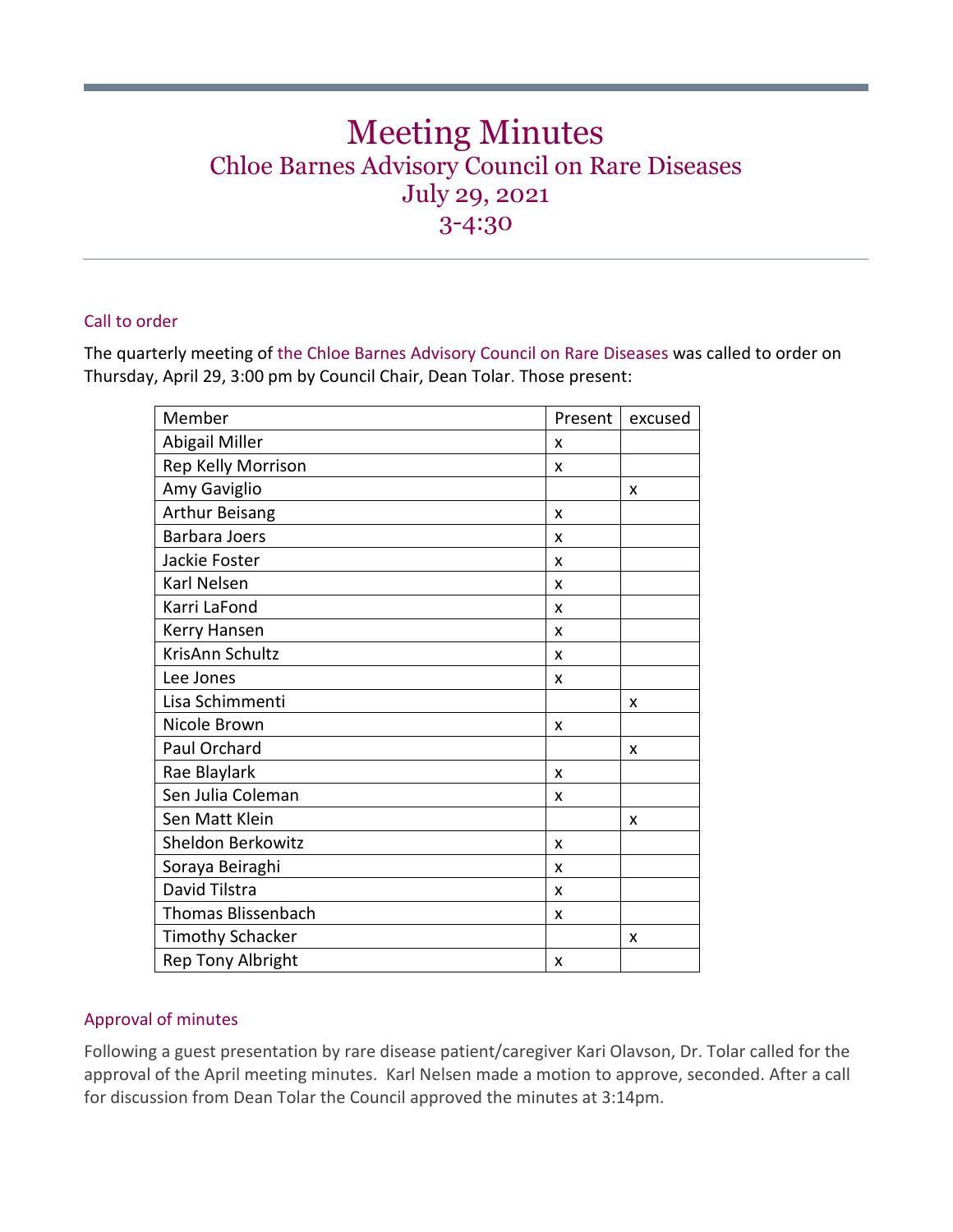# Meeting Minutes

## Chloe Barnes Advisory Council on Rare Diseases

## July 29, 2021

## 3-4:30

### Call to order

The quarterly meeting of the Chloe Barnes Advisory Council on Rare Diseases was called to order on Thursday, April 29, 3:00 pm by Council Chair, Dean Tolar. Those present:

| Member | Present | excused |
|---|---|---|
| Abigail Miller | x | |
| Rep Kelly Morrison | x | |
| Amy Gaviglio | | x |
| Arthur Beisang | x | |
| Barbara Joers | x | |
| Jackie Foster | x | |
| Karl Nelsen | x | |
| Karri LaFond | x | |
| Kerry Hansen | x | |
| KrisAnn Schultz | x | |
| Lee Jones | x | |
| Lisa Schimmenti | | x |
| Nicole Brown | x | |
| Paul Orchard | | x |
| Rae Blaylark | x | |
| Sen Julia Coleman | x | |
| Sen Matt Klein | | x |
| Sheldon Berkowitz | x | |
| Soraya Beiraghi | x | |
| David Tilstra | x | |
| Thomas Blissenbach | x | |
| Timothy Schacker | | x |
| Rep Tony Albright | x | |

### Approval of minutes

Following a guest presentation by rare disease patient/caregiver Kari Olavson, Dr. Tolar called for the approval of the April meeting minutes. Karl Nelsen made a motion to approve, seconded. After a call for discussion from Dean Tolar the Council approved the minutes at 3:14pm.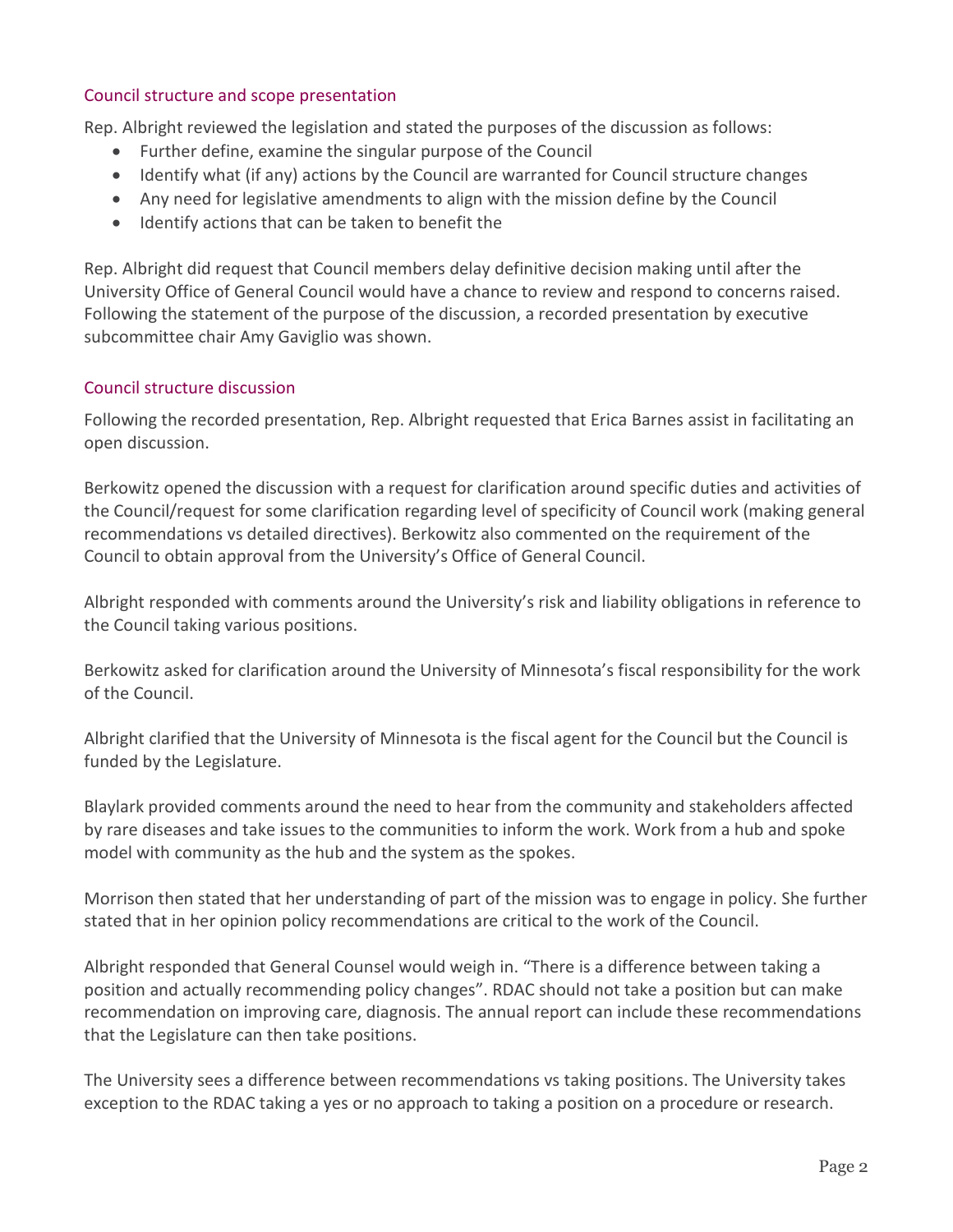## Council structure and scope presentation

Rep. Albright reviewed the legislation and stated the purposes of the discussion as follows:

- Further define, examine the singular purpose of the Council
- Identify what (if any) actions by the Council are warranted for Council structure changes
- Any need for legislative amendments to align with the mission define by the Council
- Identify actions that can be taken to benefit the

Rep. Albright did request that Council members delay definitive decision making until after the University Office of General Council would have a chance to review and respond to concerns raised. Following the statement of the purpose of the discussion, a recorded presentation by executive subcommittee chair Amy Gaviglio was shown.

## Council structure discussion

Following the recorded presentation, Rep. Albright requested that Erica Barnes assist in facilitating an open discussion.

Berkowitz opened the discussion with a request for clarification around specific duties and activities of the Council/request for some clarification regarding level of specificity of Council work (making general recommendations vs detailed directives). Berkowitz also commented on the requirement of the Council to obtain approval from the University's Office of General Council.

Albright responded with comments around the University's risk and liability obligations in reference to the Council taking various positions.

Berkowitz asked for clarification around the University of Minnesota's fiscal responsibility for the work of the Council.

Albright clarified that the University of Minnesota is the fiscal agent for the Council but the Council is funded by the Legislature.

Blaylark provided comments around the need to hear from the community and stakeholders affected by rare diseases and take issues to the communities to inform the work. Work from a hub and spoke model with community as the hub and the system as the spokes.

Morrison then stated that her understanding of part of the mission was to engage in policy. She further stated that in her opinion policy recommendations are critical to the work of the Council.

Albright responded that General Counsel would weigh in. "There is a difference between taking a position and actually recommending policy changes". RDAC should not take a position but can make recommendation on improving care, diagnosis. The annual report can include these recommendations that the Legislature can then take positions.

The University sees a difference between recommendations vs taking positions. The University takes exception to the RDAC taking a yes or no approach to taking a position on a procedure or research.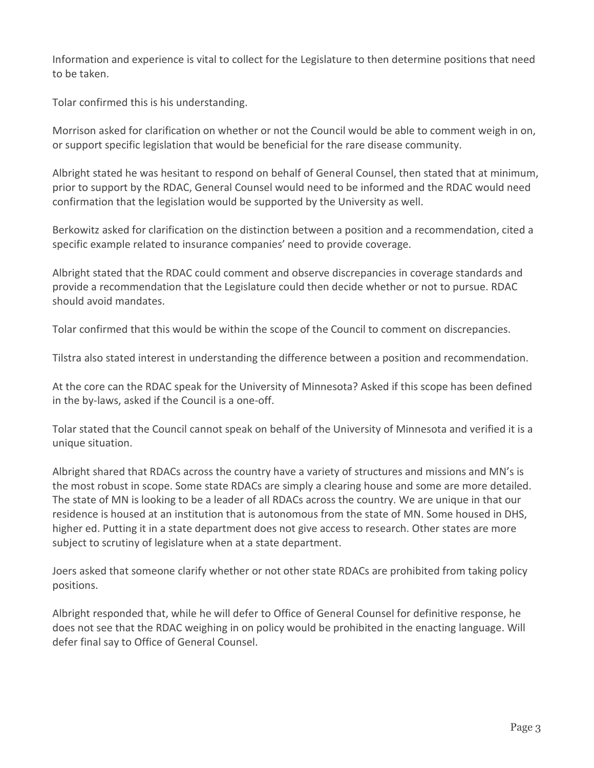Information and experience is vital to collect for the Legislature to then determine positions that need to be taken.

Tolar confirmed this is his understanding.

Morrison asked for clarification on whether or not the Council would be able to comment weigh in on, or support specific legislation that would be beneficial for the rare disease community.

Albright stated he was hesitant to respond on behalf of General Counsel, then stated that at minimum, prior to support by the RDAC, General Counsel would need to be informed and the RDAC would need confirmation that the legislation would be supported by the University as well.

Berkowitz asked for clarification on the distinction between a position and a recommendation, cited a specific example related to insurance companies' need to provide coverage.

Albright stated that the RDAC could comment and observe discrepancies in coverage standards and provide a recommendation that the Legislature could then decide whether or not to pursue. RDAC should avoid mandates.

Tolar confirmed that this would be within the scope of the Council to comment on discrepancies.

Tilstra also stated interest in understanding the difference between a position and recommendation.

At the core can the RDAC speak for the University of Minnesota? Asked if this scope has been defined in the by-laws, asked if the Council is a one-off.

Tolar stated that the Council cannot speak on behalf of the University of Minnesota and verified it is a unique situation.

Albright shared that RDACs across the country have a variety of structures and missions and MN's is the most robust in scope. Some state RDACs are simply a clearing house and some are more detailed. The state of MN is looking to be a leader of all RDACs across the country. We are unique in that our residence is housed at an institution that is autonomous from the state of MN. Some housed in DHS, higher ed. Putting it in a state department does not give access to research. Other states are more subject to scrutiny of legislature when at a state department.

Joers asked that someone clarify whether or not other state RDACs are prohibited from taking policy positions.

Albright responded that, while he will defer to Office of General Counsel for definitive response, he does not see that the RDAC weighing in on policy would be prohibited in the enacting language. Will defer final say to Office of General Counsel.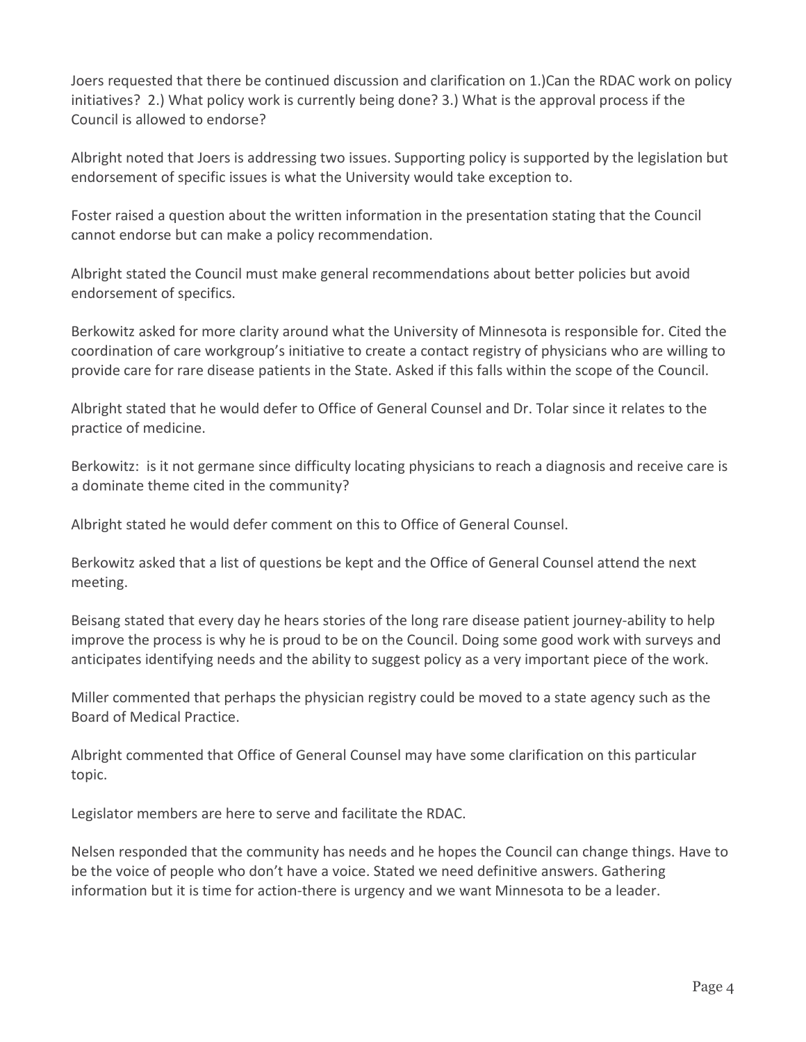Joers requested that there be continued discussion and clarification on 1.)Can the RDAC work on policy initiatives? 2.) What policy work is currently being done? 3.) What is the approval process if the Council is allowed to endorse?

Albright noted that Joers is addressing two issues. Supporting policy is supported by the legislation but endorsement of specific issues is what the University would take exception to.

Foster raised a question about the written information in the presentation stating that the Council cannot endorse but can make a policy recommendation.

Albright stated the Council must make general recommendations about better policies but avoid endorsement of specifics.

Berkowitz asked for more clarity around what the University of Minnesota is responsible for. Cited the coordination of care workgroup's initiative to create a contact registry of physicians who are willing to provide care for rare disease patients in the State. Asked if this falls within the scope of the Council.

Albright stated that he would defer to Office of General Counsel and Dr. Tolar since it relates to the practice of medicine.

Berkowitz: is it not germane since difficulty locating physicians to reach a diagnosis and receive care is a dominate theme cited in the community?

Albright stated he would defer comment on this to Office of General Counsel.

Berkowitz asked that a list of questions be kept and the Office of General Counsel attend the next meeting.

Beisang stated that every day he hears stories of the long rare disease patient journey-ability to help improve the process is why he is proud to be on the Council. Doing some good work with surveys and anticipates identifying needs and the ability to suggest policy as a very important piece of the work.

Miller commented that perhaps the physician registry could be moved to a state agency such as the Board of Medical Practice.

Albright commented that Office of General Counsel may have some clarification on this particular topic.

Legislator members are here to serve and facilitate the RDAC.

Nelsen responded that the community has needs and he hopes the Council can change things. Have to be the voice of people who don't have a voice. Stated we need definitive answers. Gathering information but it is time for action-there is urgency and we want Minnesota to be a leader.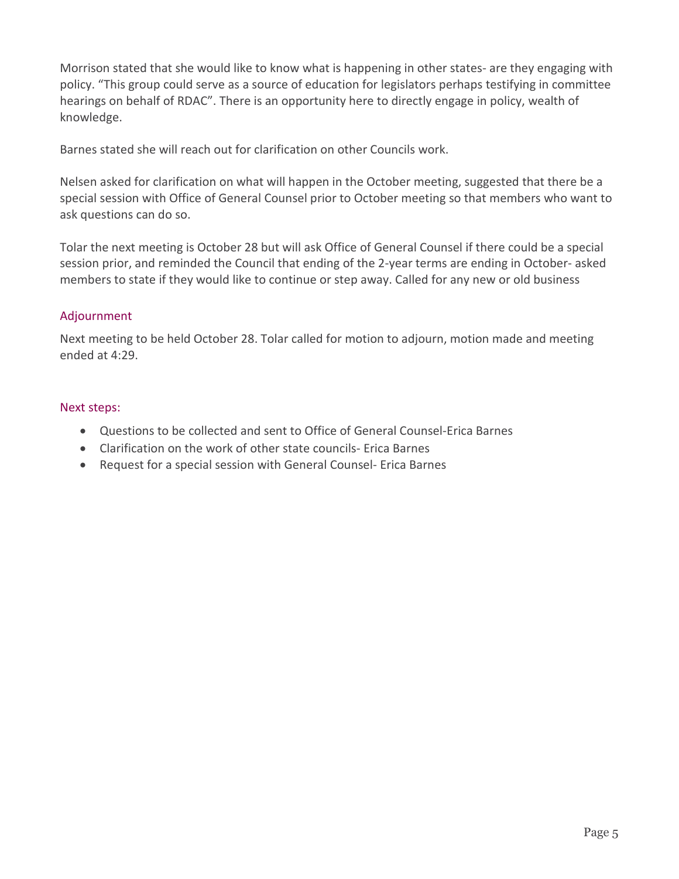Morrison stated that she would like to know what is happening in other states- are they engaging with policy. "This group could serve as a source of education for legislators perhaps testifying in committee hearings on behalf of RDAC". There is an opportunity here to directly engage in policy, wealth of knowledge.

Barnes stated she will reach out for clarification on other Councils work.

Nelsen asked for clarification on what will happen in the October meeting, suggested that there be a special session with Office of General Counsel prior to October meeting so that members who want to ask questions can do so.

Tolar the next meeting is October 28 but will ask Office of General Counsel if there could be a special session prior, and reminded the Council that ending of the 2-year terms are ending in October- asked members to state if they would like to continue or step away. Called for any new or old business

## Adjournment

Next meeting to be held October 28. Tolar called for motion to adjourn, motion made and meeting ended at 4:29.

## Next steps:

- Questions to be collected and sent to Office of General Counsel-Erica Barnes
- Clarification on the work of other state councils- Erica Barnes
- Request for a special session with General Counsel- Erica Barnes